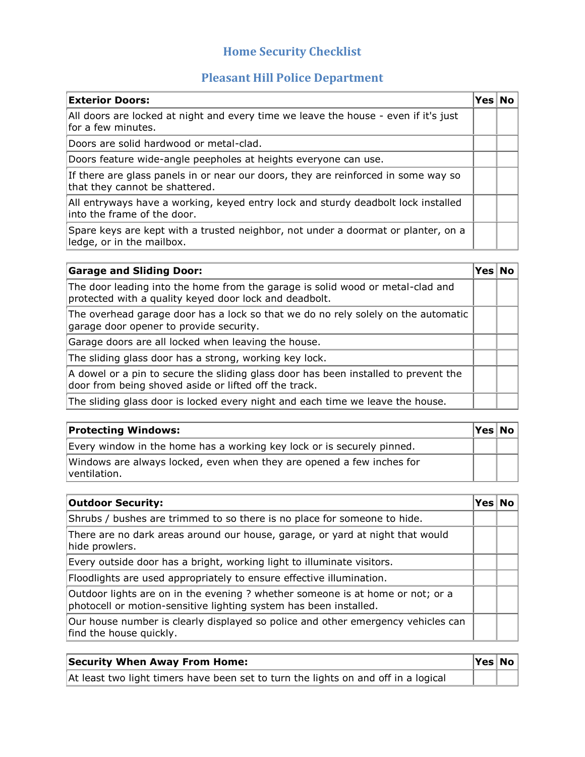# Home Security Checklist

## Pleasant Hill Police Department

| Exterior Doors: | Yes | No |
|---|---|---|
| All doors are locked at night and every time we leave the house - even if it's just for a few minutes. | | |
| Doors are solid hardwood or metal-clad. | | |
| Doors feature wide-angle peepholes at heights everyone can use. | | |
| If there are glass panels in or near our doors, they are reinforced in some way so that they cannot be shattered. | | |
| All entryways have a working, keyed entry lock and sturdy deadbolt lock installed into the frame of the door. | | |
| Spare keys are kept with a trusted neighbor, not under a doormat or planter, on a ledge, or in the mailbox. | | |

| Garage and Sliding Door: | Yes | No |
|---|---|---|
| The door leading into the home from the garage is solid wood or metal-clad and protected with a quality keyed door lock and deadbolt. | | |
| The overhead garage door has a lock so that we do no rely solely on the automatic garage door opener to provide security. | | |
| Garage doors are all locked when leaving the house. | | |
| The sliding glass door has a strong, working key lock. | | |
| A dowel or a pin to secure the sliding glass door has been installed to prevent the door from being shoved aside or lifted off the track. | | |
| The sliding glass door is locked every night and each time we leave the house. | | |

| Protecting Windows: | Yes | No |
|---|---|---|
| Every window in the home has a working key lock or is securely pinned. | | |
| Windows are always locked, even when they are opened a few inches for ventilation. | | |

| Outdoor Security: | Yes | No |
|---|---|---|
| Shrubs / bushes are trimmed to so there is no place for someone to hide. | | |
| There are no dark areas around our house, garage, or yard at night that would hide prowlers. | | |
| Every outside door has a bright, working light to illuminate visitors. | | |
| Floodlights are used appropriately to ensure effective illumination. | | |
| Outdoor lights are on in the evening ? whether someone is at home or not; or a photocell or motion-sensitive lighting system has been installed. | | |
| Our house number is clearly displayed so police and other emergency vehicles can find the house quickly. | | |

| Security When Away From Home: | Yes | No |
|---|---|---|
| At least two light timers have been set to turn the lights on and off in a logical | | |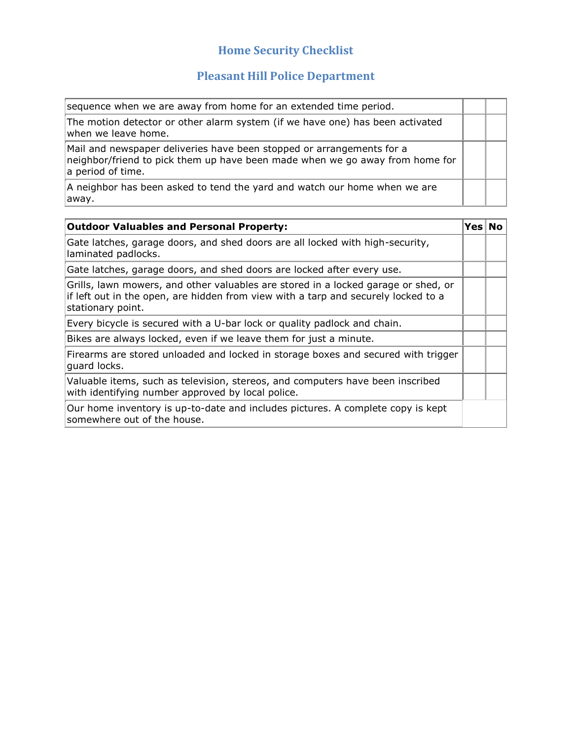# Home Security Checklist

## Pleasant Hill Police Department

| | | |
|---|---|---|
| sequence when we are away from home for an extended time period. | | |
| The motion detector or other alarm system (if we have one) has been activated when we leave home. | | |
| Mail and newspaper deliveries have been stopped or arrangements for a neighbor/friend to pick them up have been made when we go away from home for a period of time. | | |
| A neighbor has been asked to tend the yard and watch our home when we are away. | | |

| **Outdoor Valuables and Personal Property:** | **Yes** | **No** |
|---|---|---|
| Gate latches, garage doors, and shed doors are all locked with high-security, laminated padlocks. | | |
| Gate latches, garage doors, and shed doors are locked after every use. | | |
| Grills, lawn mowers, and other valuables are stored in a locked garage or shed, or if left out in the open, are hidden from view with a tarp and securely locked to a stationary point. | | |
| Every bicycle is secured with a U-bar lock or quality padlock and chain. | | |
| Bikes are always locked, even if we leave them for just a minute. | | |
| Firearms are stored unloaded and locked in storage boxes and secured with trigger guard locks. | | |
| Valuable items, such as television, stereos, and computers have been inscribed with identifying number approved by local police. | | |
| Our home inventory is up-to-date and includes pictures. A complete copy is kept somewhere out of the house. | | |